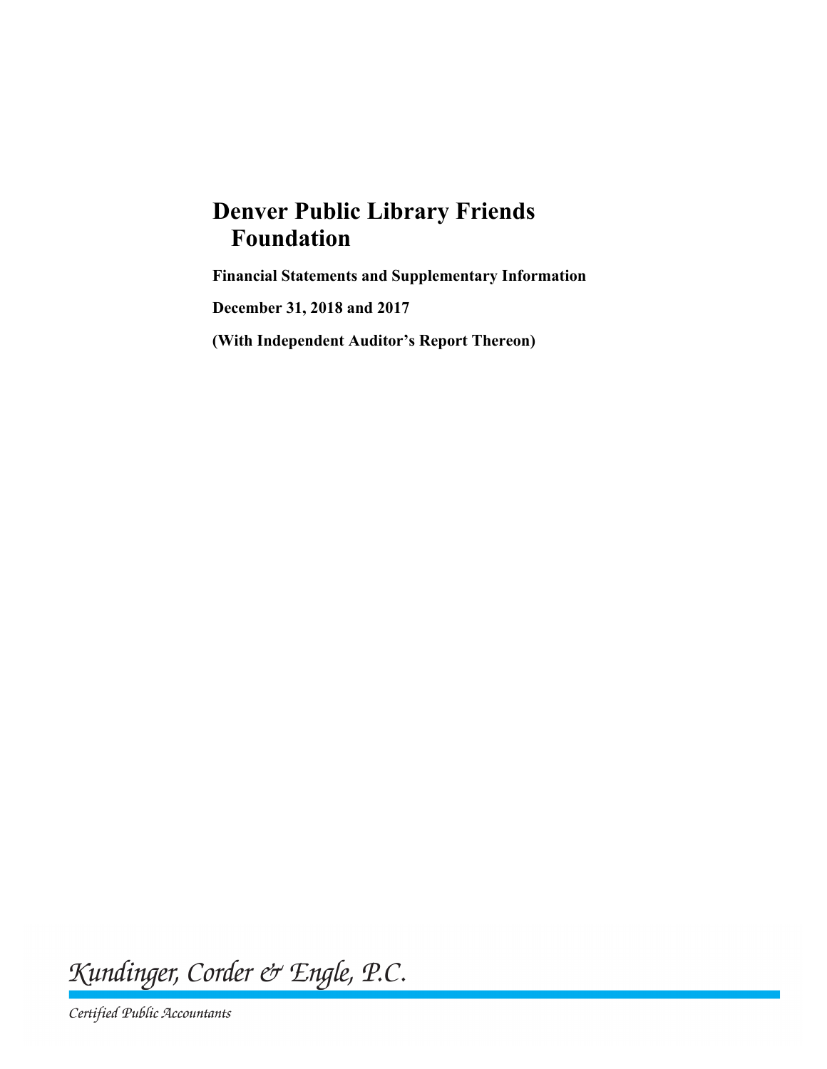# Denver Public Library Friends Foundation

**Financial Statements and Supplementary Information**

**December 31, 2018 and 2017**

**(With Independent Auditor's Report Thereon)**

*Kundinger, Corder & Engle, P.C.*

*Certified Public Accountants*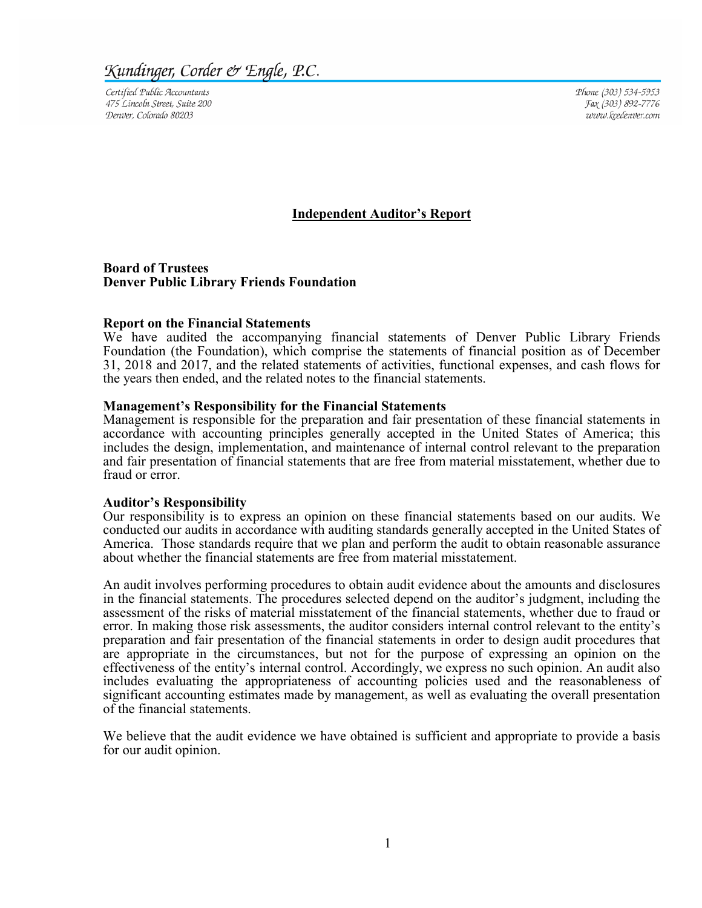*Kundinger, Corder & Engle, P.C.*

*Certified Public Accountants*
*475 Lincoln Street, Suite 200*
*Denver, Colorado 80203*

*Phone (303) 534-5953*
*Fax (303) 892-7776*
*www.kcedenver.com*

# Independent Auditor's Report

**Board of Trustees**
**Denver Public Library Friends Foundation**

**Report on the Financial Statements**
We have audited the accompanying financial statements of Denver Public Library Friends Foundation (the Foundation), which comprise the statements of financial position as of December 31, 2018 and 2017, and the related statements of activities, functional expenses, and cash flows for the years then ended, and the related notes to the financial statements.

**Management's Responsibility for the Financial Statements**
Management is responsible for the preparation and fair presentation of these financial statements in accordance with accounting principles generally accepted in the United States of America; this includes the design, implementation, and maintenance of internal control relevant to the preparation and fair presentation of financial statements that are free from material misstatement, whether due to fraud or error.

**Auditor's Responsibility**
Our responsibility is to express an opinion on these financial statements based on our audits. We conducted our audits in accordance with auditing standards generally accepted in the United States of America. Those standards require that we plan and perform the audit to obtain reasonable assurance about whether the financial statements are free from material misstatement.

An audit involves performing procedures to obtain audit evidence about the amounts and disclosures in the financial statements. The procedures selected depend on the auditor's judgment, including the assessment of the risks of material misstatement of the financial statements, whether due to fraud or error. In making those risk assessments, the auditor considers internal control relevant to the entity's preparation and fair presentation of the financial statements in order to design audit procedures that are appropriate in the circumstances, but not for the purpose of expressing an opinion on the effectiveness of the entity's internal control. Accordingly, we express no such opinion. An audit also includes evaluating the appropriateness of accounting policies used and the reasonableness of significant accounting estimates made by management, as well as evaluating the overall presentation of the financial statements.

We believe that the audit evidence we have obtained is sufficient and appropriate to provide a basis for our audit opinion.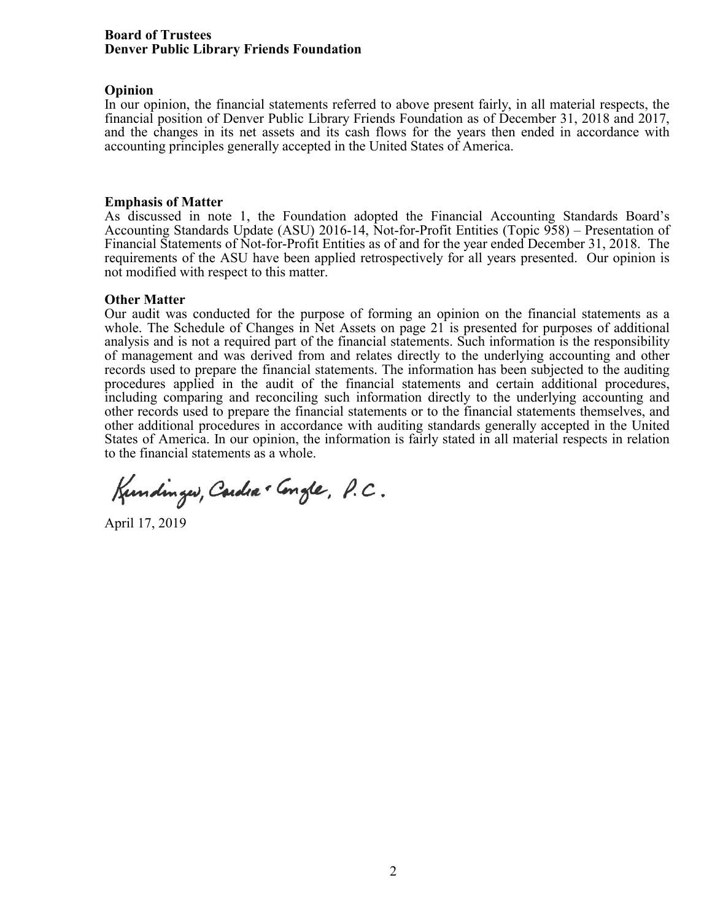**Board of Trustees**
**Denver Public Library Friends Foundation**

**Opinion**

In our opinion, the financial statements referred to above present fairly, in all material respects, the financial position of Denver Public Library Friends Foundation as of December 31, 2018 and 2017, and the changes in its net assets and its cash flows for the years then ended in accordance with accounting principles generally accepted in the United States of America.

**Emphasis of Matter**

As discussed in note 1, the Foundation adopted the Financial Accounting Standards Board's Accounting Standards Update (ASU) 2016-14, Not-for-Profit Entities (Topic 958) – Presentation of Financial Statements of Not-for-Profit Entities as of and for the year ended December 31, 2018. The requirements of the ASU have been applied retrospectively for all years presented. Our opinion is not modified with respect to this matter.

**Other Matter**

Our audit was conducted for the purpose of forming an opinion on the financial statements as a whole. The Schedule of Changes in Net Assets on page 21 is presented for purposes of additional analysis and is not a required part of the financial statements. Such information is the responsibility of management and was derived from and relates directly to the underlying accounting and other records used to prepare the financial statements. The information has been subjected to the auditing procedures applied in the audit of the financial statements and certain additional procedures, including comparing and reconciling such information directly to the underlying accounting and other records used to prepare the financial statements or to the financial statements themselves, and other additional procedures in accordance with auditing standards generally accepted in the United States of America. In our opinion, the information is fairly stated in all material respects in relation to the financial statements as a whole.

Kundinger, Corder & Engle, P.C.

April 17, 2019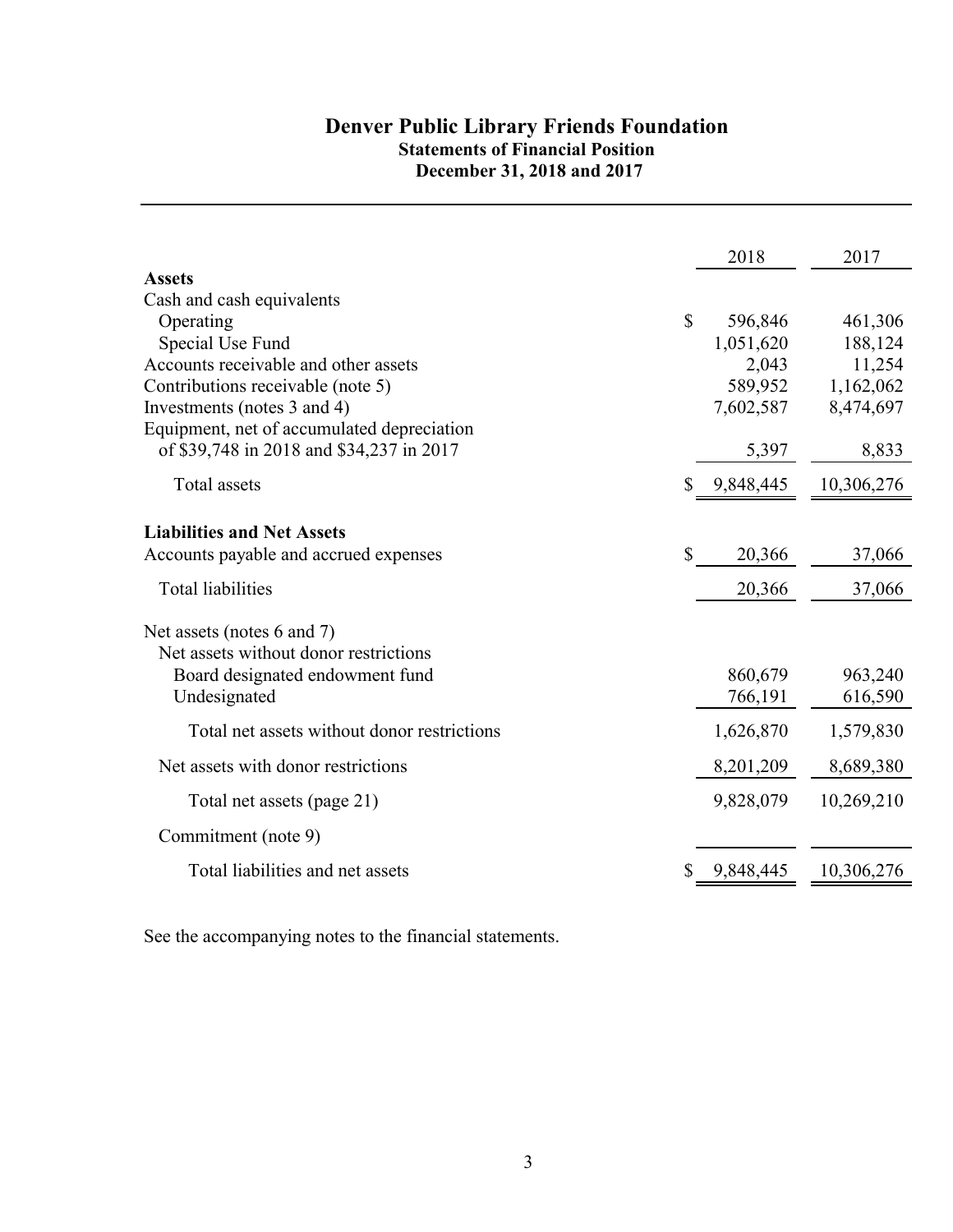# Denver Public Library Friends Foundation

## Statements of Financial Position

### December 31, 2018 and 2017

| | 2018 | 2017 |
|---|---|---|
| **Assets** | | |
| Cash and cash equivalents | | |
| Operating | $ 596,846 | 461,306 |
| Special Use Fund | 1,051,620 | 188,124 |
| Accounts receivable and other assets | 2,043 | 11,254 |
| Contributions receivable (note 5) | 589,952 | 1,162,062 |
| Investments (notes 3 and 4) | 7,602,587 | 8,474,697 |
| Equipment, net of accumulated depreciation of $39,748 in 2018 and $34,237 in 2017 | 5,397 | 8,833 |
| Total assets | $ 9,848,445 | 10,306,276 |
| **Liabilities and Net Assets** | | |
| Accounts payable and accrued expenses | $ 20,366 | 37,066 |
| Total liabilities | 20,366 | 37,066 |
| Net assets (notes 6 and 7) | | |
| Net assets without donor restrictions | | |
| Board designated endowment fund | 860,679 | 963,240 |
| Undesignated | 766,191 | 616,590 |
| Total net assets without donor restrictions | 1,626,870 | 1,579,830 |
| Net assets with donor restrictions | 8,201,209 | 8,689,380 |
| Total net assets (page 21) | 9,828,079 | 10,269,210 |
| Commitment (note 9) | | |
| Total liabilities and net assets | $ 9,848,445 | 10,306,276 |

See the accompanying notes to the financial statements.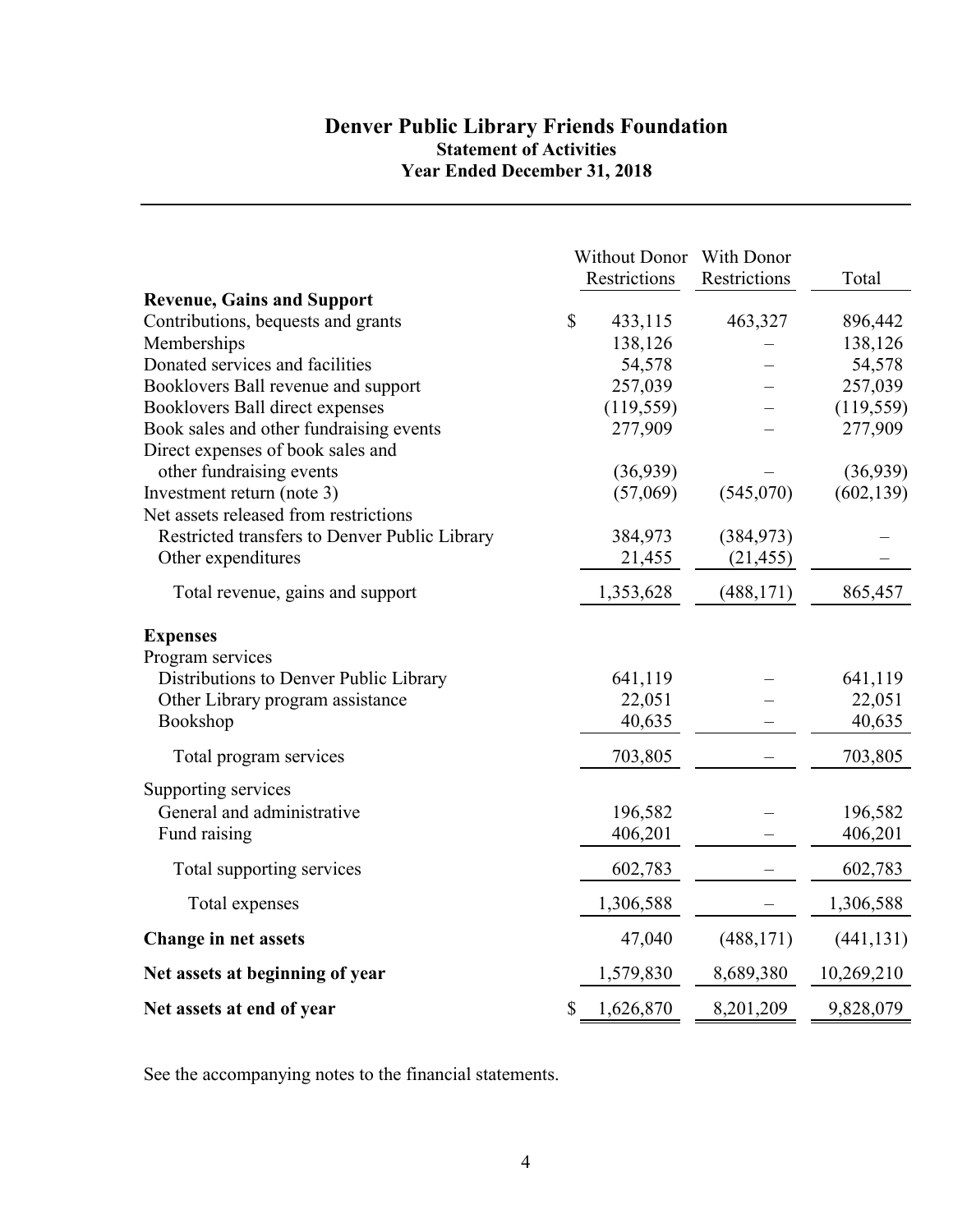# Denver Public Library Friends Foundation

## Statement of Activities

### Year Ended December 31, 2018

| | Without Donor Restrictions | With Donor Restrictions | Total |
|---|---|---|---|
| **Revenue, Gains and Support** | | | |
| Contributions, bequests and grants | $ 433,115 | 463,327 | 896,442 |
| Memberships | 138,126 | – | 138,126 |
| Donated services and facilities | 54,578 | – | 54,578 |
| Booklovers Ball revenue and support | 257,039 | – | 257,039 |
| Booklovers Ball direct expenses | (119,559) | – | (119,559) |
| Book sales and other fundraising events | 277,909 | – | 277,909 |
| Direct expenses of book sales and other fundraising events | (36,939) | – | (36,939) |
| Investment return (note 3) | (57,069) | (545,070) | (602,139) |
| Net assets released from restrictions | | | |
| Restricted transfers to Denver Public Library | 384,973 | (384,973) | – |
| Other expenditures | 21,455 | (21,455) | – |
| Total revenue, gains and support | 1,353,628 | (488,171) | 865,457 |
| **Expenses** | | | |
| Program services | | | |
| Distributions to Denver Public Library | 641,119 | – | 641,119 |
| Other Library program assistance | 22,051 | – | 22,051 |
| Bookshop | 40,635 | – | 40,635 |
| Total program services | 703,805 | – | 703,805 |
| Supporting services | | | |
| General and administrative | 196,582 | – | 196,582 |
| Fund raising | 406,201 | – | 406,201 |
| Total supporting services | 602,783 | – | 602,783 |
| Total expenses | 1,306,588 | – | 1,306,588 |
| **Change in net assets** | 47,040 | (488,171) | (441,131) |
| **Net assets at beginning of year** | 1,579,830 | 8,689,380 | 10,269,210 |
| **Net assets at end of year** | $ 1,626,870 | 8,201,209 | 9,828,079 |

See the accompanying notes to the financial statements.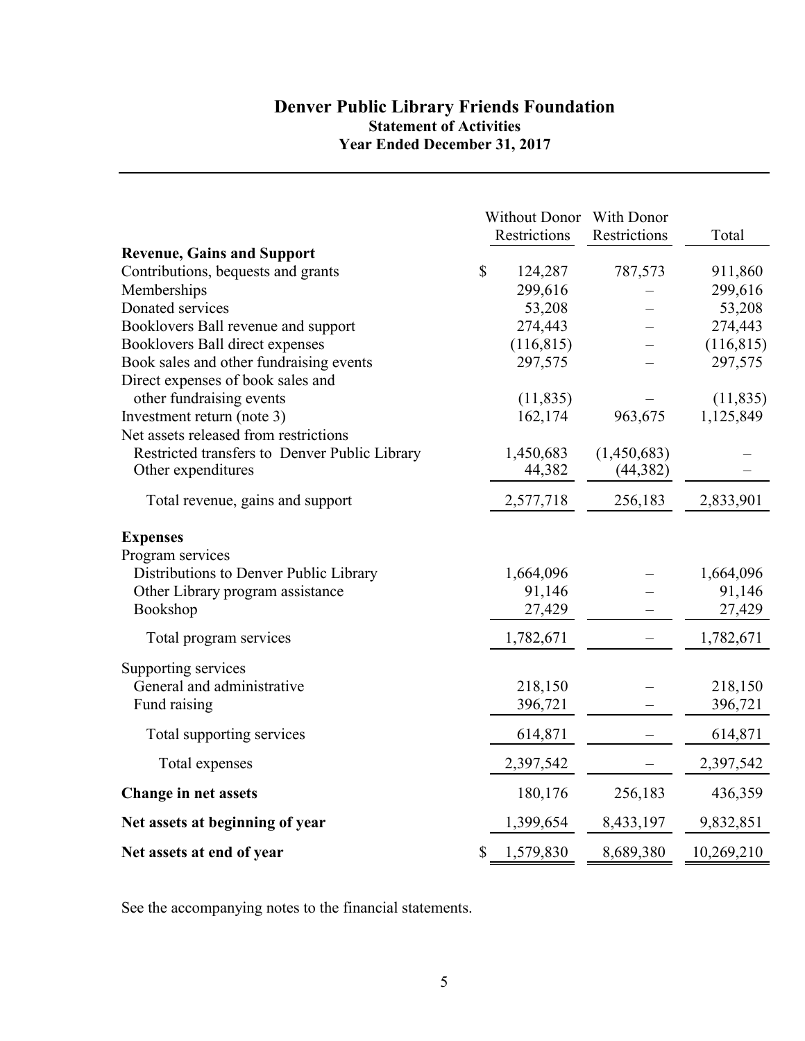# Denver Public Library Friends Foundation

## Statement of Activities

### Year Ended December 31, 2017

| | Without Donor Restrictions | With Donor Restrictions | Total |
|---|---|---|---|
| **Revenue, Gains and Support** | | | |
| Contributions, bequests and grants | $ 124,287 | 787,573 | 911,860 |
| Memberships | 299,616 | – | 299,616 |
| Donated services | 53,208 | – | 53,208 |
| Booklovers Ball revenue and support | 274,443 | – | 274,443 |
| Booklovers Ball direct expenses | (116,815) | – | (116,815) |
| Book sales and other fundraising events | 297,575 | – | 297,575 |
| Direct expenses of book sales and other fundraising events | (11,835) | – | (11,835) |
| Investment return (note 3) | 162,174 | 963,675 | 1,125,849 |
| Net assets released from restrictions | | | |
| Restricted transfers to Denver Public Library | 1,450,683 | (1,450,683) | – |
| Other expenditures | 44,382 | (44,382) | – |
| Total revenue, gains and support | 2,577,718 | 256,183 | 2,833,901 |
| **Expenses** | | | |
| Program services | | | |
| Distributions to Denver Public Library | 1,664,096 | – | 1,664,096 |
| Other Library program assistance | 91,146 | – | 91,146 |
| Bookshop | 27,429 | – | 27,429 |
| Total program services | 1,782,671 | – | 1,782,671 |
| Supporting services | | | |
| General and administrative | 218,150 | – | 218,150 |
| Fund raising | 396,721 | – | 396,721 |
| Total supporting services | 614,871 | – | 614,871 |
| Total expenses | 2,397,542 | – | 2,397,542 |
| **Change in net assets** | 180,176 | 256,183 | 436,359 |
| **Net assets at beginning of year** | 1,399,654 | 8,433,197 | 9,832,851 |
| **Net assets at end of year** | $ 1,579,830 | 8,689,380 | 10,269,210 |

See the accompanying notes to the financial statements.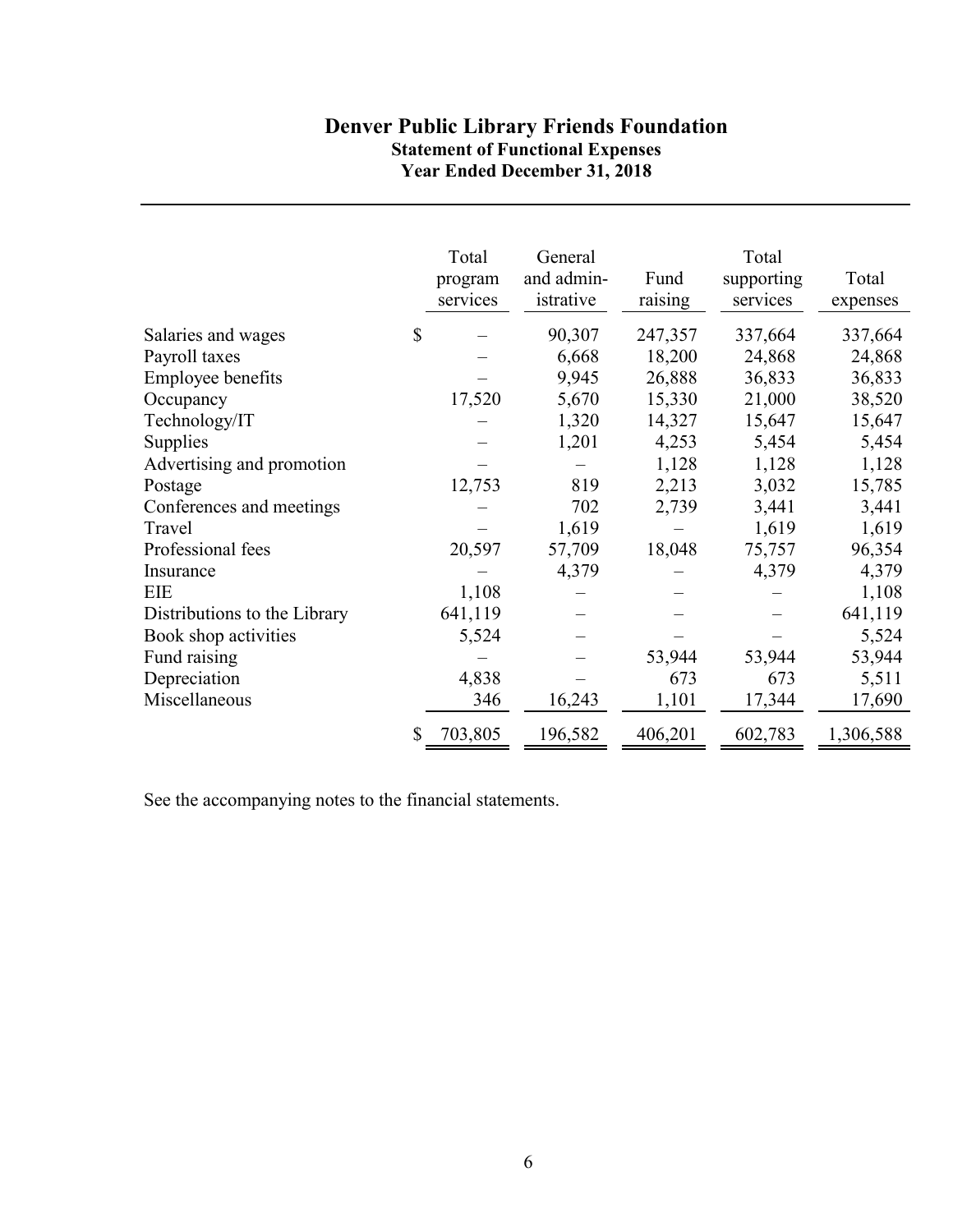# Denver Public Library Friends Foundation

## Statement of Functional Expenses

## Year Ended December 31, 2018

| | Total program services | General and administrative | Fund raising | Total supporting services | Total expenses |
|---|---|---|---|---|---|
| Salaries and wages | $ – | 90,307 | 247,357 | 337,664 | 337,664 |
| Payroll taxes | – | 6,668 | 18,200 | 24,868 | 24,868 |
| Employee benefits | – | 9,945 | 26,888 | 36,833 | 36,833 |
| Occupancy | 17,520 | 5,670 | 15,330 | 21,000 | 38,520 |
| Technology/IT | – | 1,320 | 14,327 | 15,647 | 15,647 |
| Supplies | – | 1,201 | 4,253 | 5,454 | 5,454 |
| Advertising and promotion | – | – | 1,128 | 1,128 | 1,128 |
| Postage | 12,753 | 819 | 2,213 | 3,032 | 15,785 |
| Conferences and meetings | – | 702 | 2,739 | 3,441 | 3,441 |
| Travel | – | 1,619 | – | 1,619 | 1,619 |
| Professional fees | 20,597 | 57,709 | 18,048 | 75,757 | 96,354 |
| Insurance | – | 4,379 | – | 4,379 | 4,379 |
| EIE | 1,108 | – | – | – | 1,108 |
| Distributions to the Library | 641,119 | – | – | – | 641,119 |
| Book shop activities | 5,524 | – | – | – | 5,524 |
| Fund raising | – | – | 53,944 | 53,944 | 53,944 |
| Depreciation | 4,838 | – | 673 | 673 | 5,511 |
| Miscellaneous | 346 | 16,243 | 1,101 | 17,344 | 17,690 |
| | $ 703,805 | 196,582 | 406,201 | 602,783 | 1,306,588 |

See the accompanying notes to the financial statements.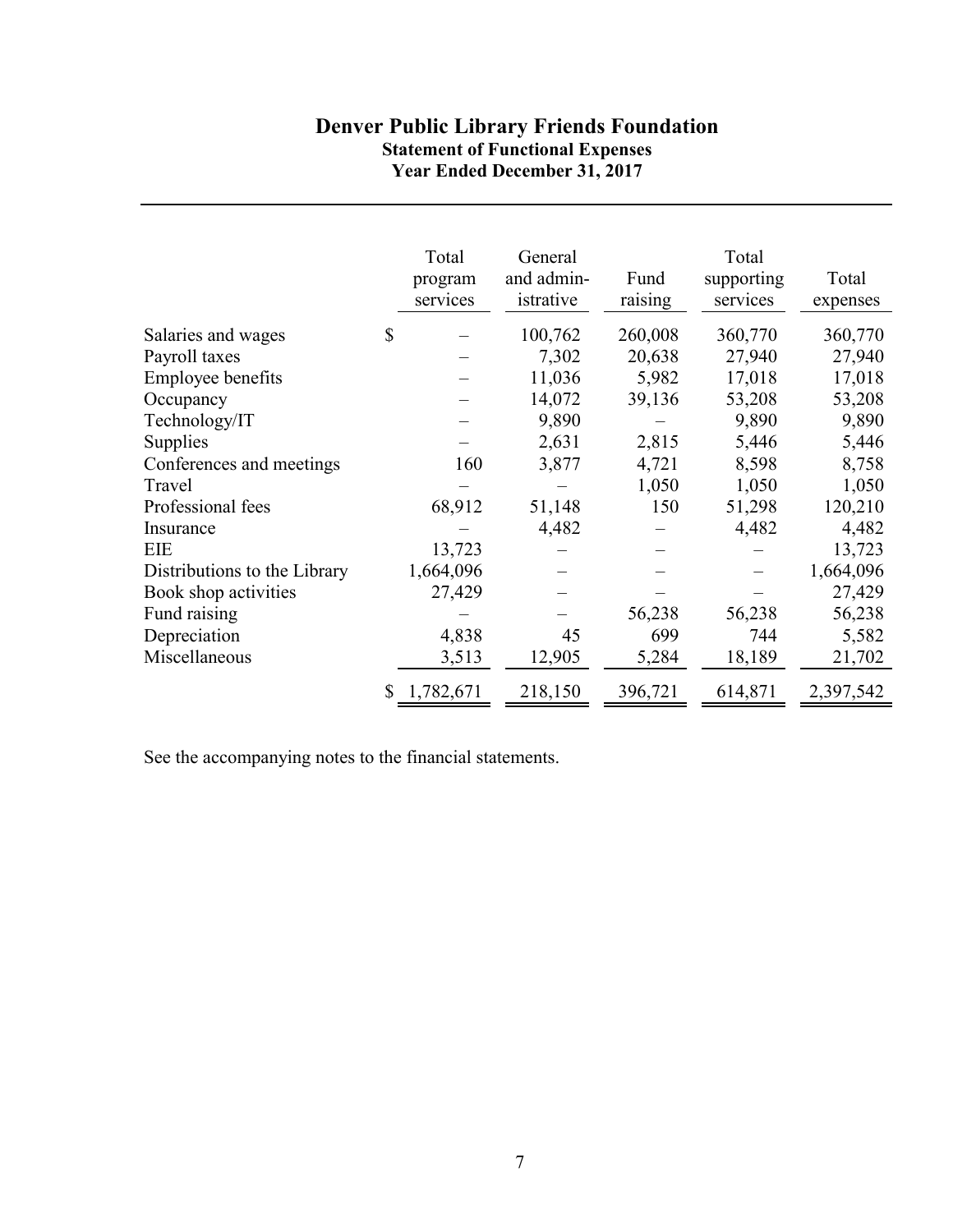# Denver Public Library Friends Foundation

## Statement of Functional Expenses

### Year Ended December 31, 2017

| | Total program services | General and administrative | Fund raising | Total supporting services | Total expenses |
|---|---|---|---|---|---|
| Salaries and wages | $ – | 100,762 | 260,008 | 360,770 | 360,770 |
| Payroll taxes | – | 7,302 | 20,638 | 27,940 | 27,940 |
| Employee benefits | – | 11,036 | 5,982 | 17,018 | 17,018 |
| Occupancy | – | 14,072 | 39,136 | 53,208 | 53,208 |
| Technology/IT | – | 9,890 | – | 9,890 | 9,890 |
| Supplies | – | 2,631 | 2,815 | 5,446 | 5,446 |
| Conferences and meetings | 160 | 3,877 | 4,721 | 8,598 | 8,758 |
| Travel | – | – | 1,050 | 1,050 | 1,050 |
| Professional fees | 68,912 | 51,148 | 150 | 51,298 | 120,210 |
| Insurance | – | 4,482 | – | 4,482 | 4,482 |
| EIE | 13,723 | – | – | – | 13,723 |
| Distributions to the Library | 1,664,096 | – | – | – | 1,664,096 |
| Book shop activities | 27,429 | – | – | – | 27,429 |
| Fund raising | – | – | 56,238 | 56,238 | 56,238 |
| Depreciation | 4,838 | 45 | 699 | 744 | 5,582 |
| Miscellaneous | 3,513 | 12,905 | 5,284 | 18,189 | 21,702 |
| | $ 1,782,671 | 218,150 | 396,721 | 614,871 | 2,397,542 |

See the accompanying notes to the financial statements.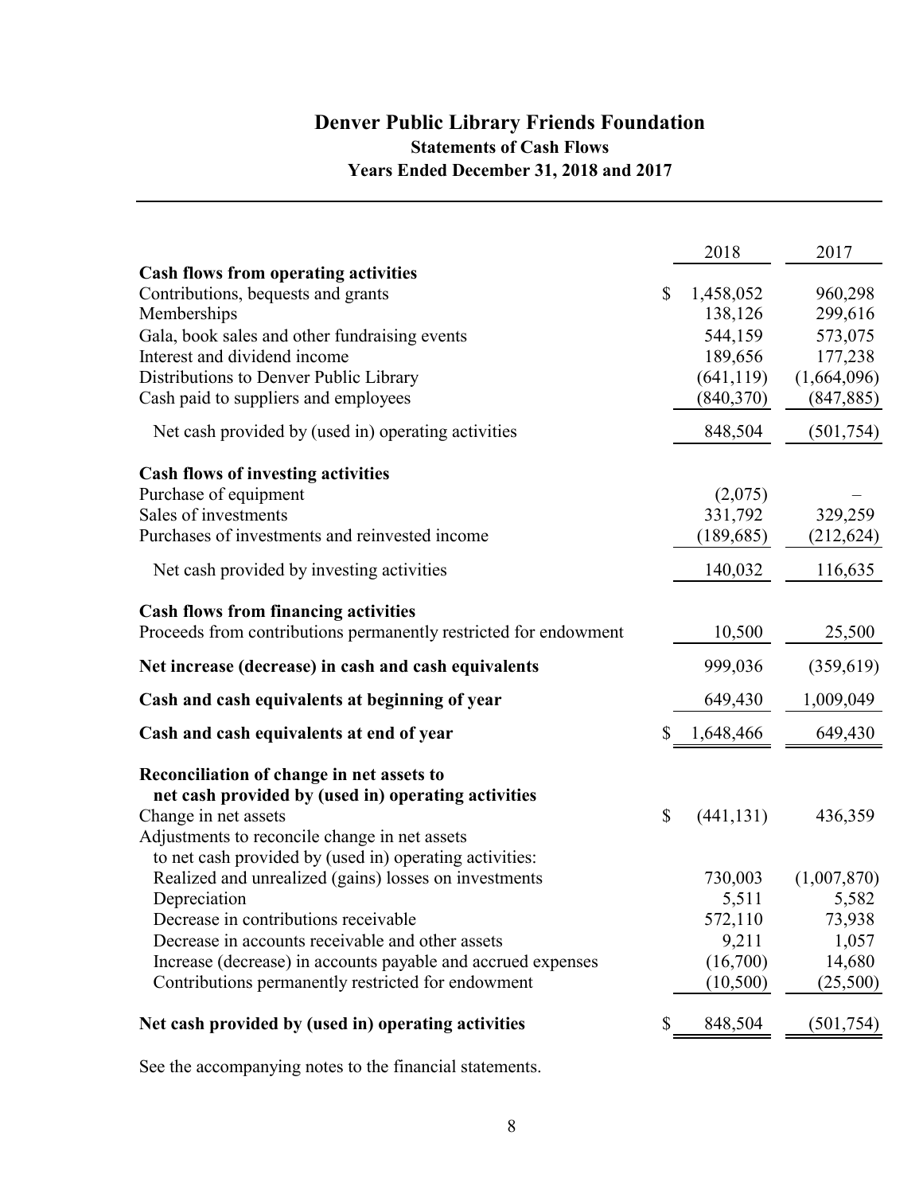# Denver Public Library Friends Foundation

## Statements of Cash Flows

### Years Ended December 31, 2018 and 2017

| | 2018 | 2017 |
|---|---|---|
| **Cash flows from operating activities** | | |
| Contributions, bequests and grants | $ 1,458,052 | 960,298 |
| Memberships | 138,126 | 299,616 |
| Gala, book sales and other fundraising events | 544,159 | 573,075 |
| Interest and dividend income | 189,656 | 177,238 |
| Distributions to Denver Public Library | (641,119) | (1,664,096) |
| Cash paid to suppliers and employees | (840,370) | (847,885) |
| Net cash provided by (used in) operating activities | 848,504 | (501,754) |
| **Cash flows of investing activities** | | |
| Purchase of equipment | (2,075) | – |
| Sales of investments | 331,792 | 329,259 |
| Purchases of investments and reinvested income | (189,685) | (212,624) |
| Net cash provided by investing activities | 140,032 | 116,635 |
| **Cash flows from financing activities** | | |
| Proceeds from contributions permanently restricted for endowment | 10,500 | 25,500 |
| **Net increase (decrease) in cash and cash equivalents** | 999,036 | (359,619) |
| **Cash and cash equivalents at beginning of year** | 649,430 | 1,009,049 |
| **Cash and cash equivalents at end of year** | $ 1,648,466 | 649,430 |
| **Reconciliation of change in net assets to net cash provided by (used in) operating activities** | | |
| Change in net assets | $ (441,131) | 436,359 |
| Adjustments to reconcile change in net assets to net cash provided by (used in) operating activities: | | |
| Realized and unrealized (gains) losses on investments | 730,003 | (1,007,870) |
| Depreciation | 5,511 | 5,582 |
| Decrease in contributions receivable | 572,110 | 73,938 |
| Decrease in accounts receivable and other assets | 9,211 | 1,057 |
| Increase (decrease) in accounts payable and accrued expenses | (16,700) | 14,680 |
| Contributions permanently restricted for endowment | (10,500) | (25,500) |
| **Net cash provided by (used in) operating activities** | $ 848,504 | (501,754) |

See the accompanying notes to the financial statements.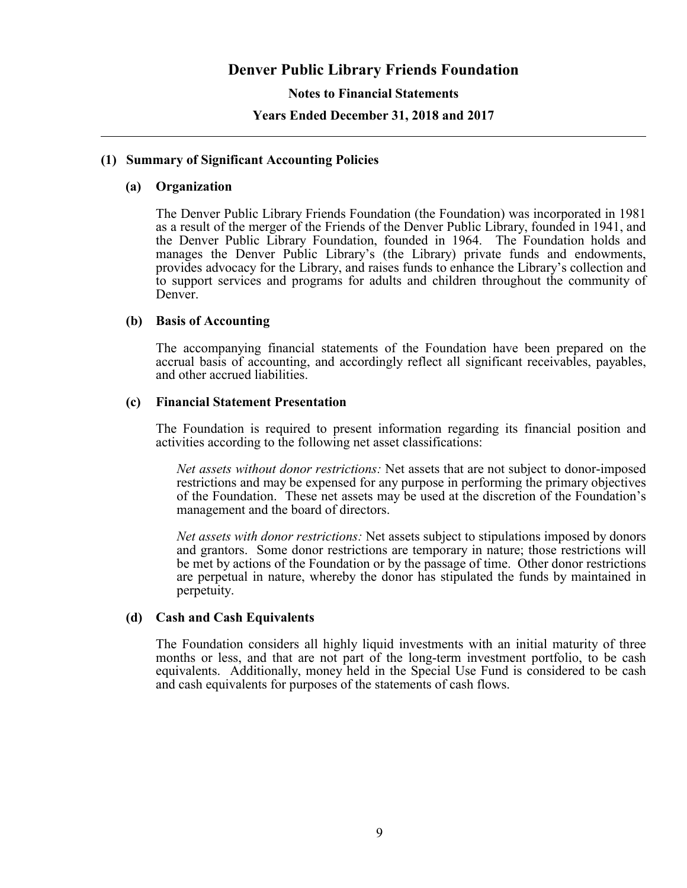# Denver Public Library Friends Foundation

## Notes to Financial Statements

## Years Ended December 31, 2018 and 2017

### (1) Summary of Significant Accounting Policies

#### (a) Organization

The Denver Public Library Friends Foundation (the Foundation) was incorporated in 1981 as a result of the merger of the Friends of the Denver Public Library, founded in 1941, and the Denver Public Library Foundation, founded in 1964. The Foundation holds and manages the Denver Public Library's (the Library) private funds and endowments, provides advocacy for the Library, and raises funds to enhance the Library's collection and to support services and programs for adults and children throughout the community of Denver.

#### (b) Basis of Accounting

The accompanying financial statements of the Foundation have been prepared on the accrual basis of accounting, and accordingly reflect all significant receivables, payables, and other accrued liabilities.

#### (c) Financial Statement Presentation

The Foundation is required to present information regarding its financial position and activities according to the following net asset classifications:

*Net assets without donor restrictions:* Net assets that are not subject to donor-imposed restrictions and may be expensed for any purpose in performing the primary objectives of the Foundation. These net assets may be used at the discretion of the Foundation's management and the board of directors.

*Net assets with donor restrictions:* Net assets subject to stipulations imposed by donors and grantors. Some donor restrictions are temporary in nature; those restrictions will be met by actions of the Foundation or by the passage of time. Other donor restrictions are perpetual in nature, whereby the donor has stipulated the funds by maintained in perpetuity.

#### (d) Cash and Cash Equivalents

The Foundation considers all highly liquid investments with an initial maturity of three months or less, and that are not part of the long-term investment portfolio, to be cash equivalents. Additionally, money held in the Special Use Fund is considered to be cash and cash equivalents for purposes of the statements of cash flows.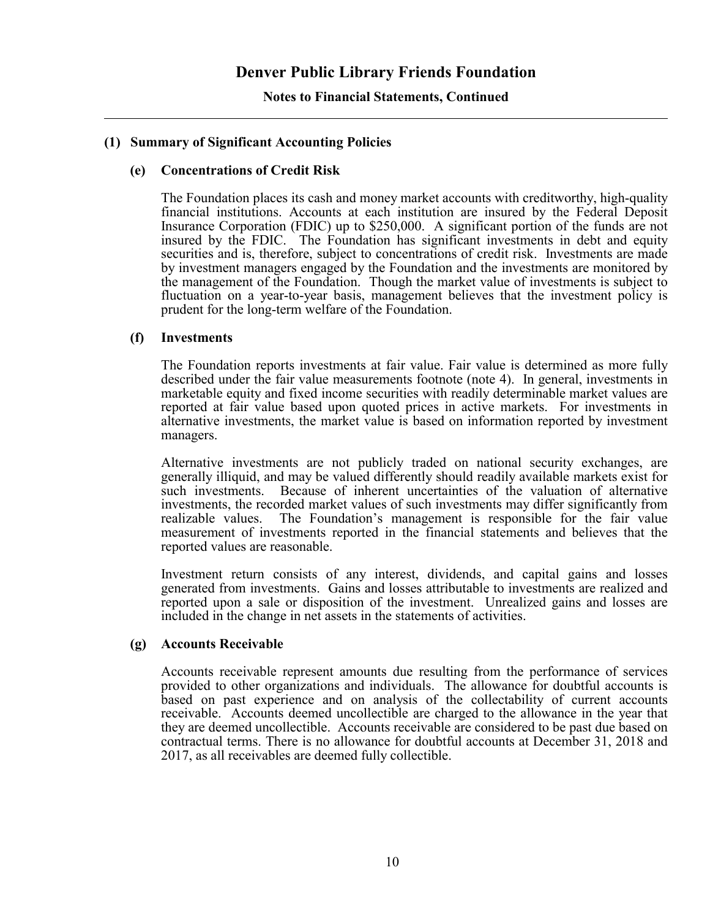# Denver Public Library Friends Foundation

**Notes to Financial Statements, Continued**

## (1) Summary of Significant Accounting Policies

### (e) Concentrations of Credit Risk

The Foundation places its cash and money market accounts with creditworthy, high-quality financial institutions. Accounts at each institution are insured by the Federal Deposit Insurance Corporation (FDIC) up to $250,000. A significant portion of the funds are not insured by the FDIC. The Foundation has significant investments in debt and equity securities and is, therefore, subject to concentrations of credit risk. Investments are made by investment managers engaged by the Foundation and the investments are monitored by the management of the Foundation. Though the market value of investments is subject to fluctuation on a year-to-year basis, management believes that the investment policy is prudent for the long-term welfare of the Foundation.

### (f) Investments

The Foundation reports investments at fair value. Fair value is determined as more fully described under the fair value measurements footnote (note 4). In general, investments in marketable equity and fixed income securities with readily determinable market values are reported at fair value based upon quoted prices in active markets. For investments in alternative investments, the market value is based on information reported by investment managers.

Alternative investments are not publicly traded on national security exchanges, are generally illiquid, and may be valued differently should readily available markets exist for such investments. Because of inherent uncertainties of the valuation of alternative investments, the recorded market values of such investments may differ significantly from realizable values. The Foundation's management is responsible for the fair value measurement of investments reported in the financial statements and believes that the reported values are reasonable.

Investment return consists of any interest, dividends, and capital gains and losses generated from investments. Gains and losses attributable to investments are realized and reported upon a sale or disposition of the investment. Unrealized gains and losses are included in the change in net assets in the statements of activities.

### (g) Accounts Receivable

Accounts receivable represent amounts due resulting from the performance of services provided to other organizations and individuals. The allowance for doubtful accounts is based on past experience and on analysis of the collectability of current accounts receivable. Accounts deemed uncollectible are charged to the allowance in the year that they are deemed uncollectible. Accounts receivable are considered to be past due based on contractual terms. There is no allowance for doubtful accounts at December 31, 2018 and 2017, as all receivables are deemed fully collectible.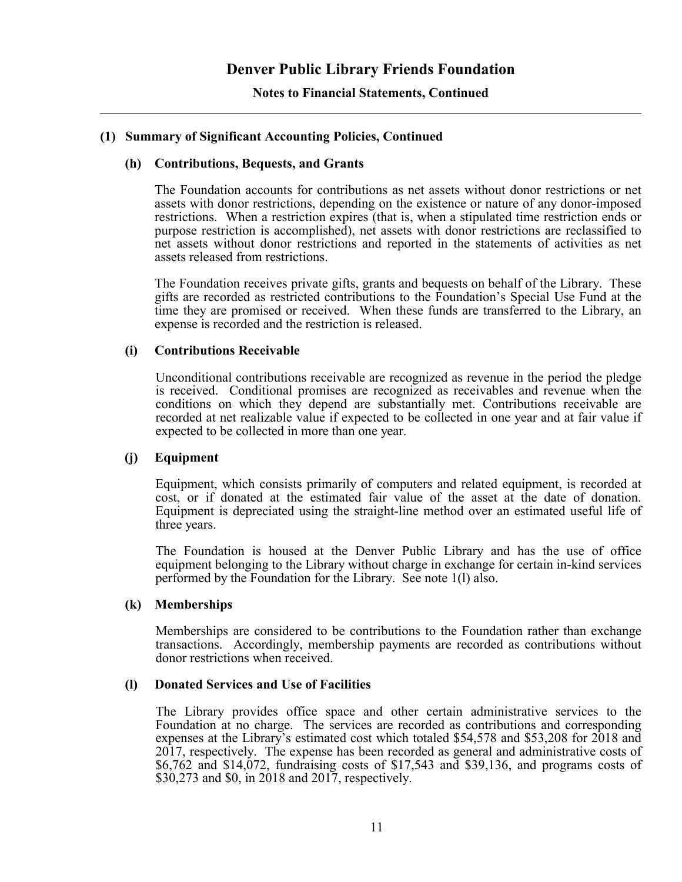### (1) Summary of Significant Accounting Policies, Continued

#### (h) Contributions, Bequests, and Grants

The Foundation accounts for contributions as net assets without donor restrictions or net assets with donor restrictions, depending on the existence or nature of any donor-imposed restrictions. When a restriction expires (that is, when a stipulated time restriction ends or purpose restriction is accomplished), net assets with donor restrictions are reclassified to net assets without donor restrictions and reported in the statements of activities as net assets released from restrictions.

The Foundation receives private gifts, grants and bequests on behalf of the Library. These gifts are recorded as restricted contributions to the Foundation's Special Use Fund at the time they are promised or received. When these funds are transferred to the Library, an expense is recorded and the restriction is released.

#### (i) Contributions Receivable

Unconditional contributions receivable are recognized as revenue in the period the pledge is received. Conditional promises are recognized as receivables and revenue when the conditions on which they depend are substantially met. Contributions receivable are recorded at net realizable value if expected to be collected in one year and at fair value if expected to be collected in more than one year.

#### (j) Equipment

Equipment, which consists primarily of computers and related equipment, is recorded at cost, or if donated at the estimated fair value of the asset at the date of donation. Equipment is depreciated using the straight-line method over an estimated useful life of three years.

The Foundation is housed at the Denver Public Library and has the use of office equipment belonging to the Library without charge in exchange for certain in-kind services performed by the Foundation for the Library. See note 1(l) also.

#### (k) Memberships

Memberships are considered to be contributions to the Foundation rather than exchange transactions. Accordingly, membership payments are recorded as contributions without donor restrictions when received.

#### (l) Donated Services and Use of Facilities

The Library provides office space and other certain administrative services to the Foundation at no charge. The services are recorded as contributions and corresponding expenses at the Library's estimated cost which totaled $54,578 and $53,208 for 2018 and 2017, respectively. The expense has been recorded as general and administrative costs of $6,762 and $14,072, fundraising costs of $17,543 and $39,136, and programs costs of $30,273 and $0, in 2018 and 2017, respectively.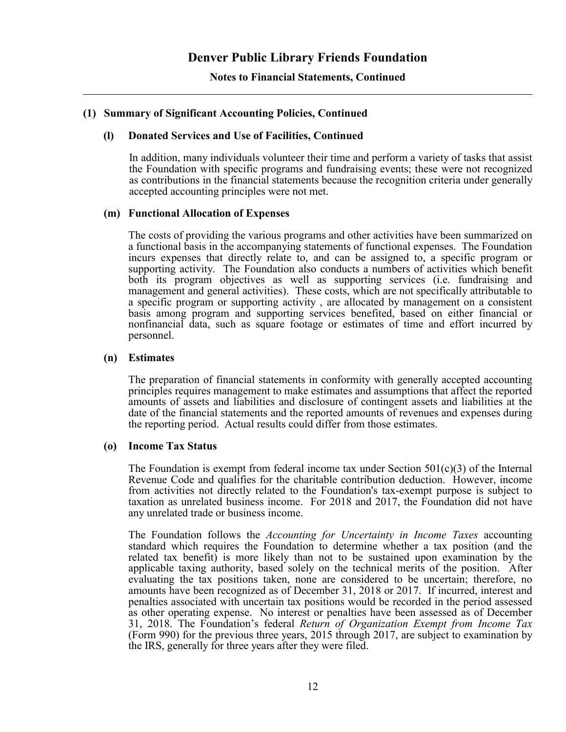## (1) Summary of Significant Accounting Policies, Continued

### (l) Donated Services and Use of Facilities, Continued

In addition, many individuals volunteer their time and perform a variety of tasks that assist the Foundation with specific programs and fundraising events; these were not recognized as contributions in the financial statements because the recognition criteria under generally accepted accounting principles were not met.

### (m) Functional Allocation of Expenses

The costs of providing the various programs and other activities have been summarized on a functional basis in the accompanying statements of functional expenses. The Foundation incurs expenses that directly relate to, and can be assigned to, a specific program or supporting activity. The Foundation also conducts a numbers of activities which benefit both its program objectives as well as supporting services (i.e. fundraising and management and general activities). These costs, which are not specifically attributable to a specific program or supporting activity , are allocated by management on a consistent basis among program and supporting services benefited, based on either financial or nonfinancial data, such as square footage or estimates of time and effort incurred by personnel.

### (n) Estimates

The preparation of financial statements in conformity with generally accepted accounting principles requires management to make estimates and assumptions that affect the reported amounts of assets and liabilities and disclosure of contingent assets and liabilities at the date of the financial statements and the reported amounts of revenues and expenses during the reporting period. Actual results could differ from those estimates.

### (o) Income Tax Status

The Foundation is exempt from federal income tax under Section 501(c)(3) of the Internal Revenue Code and qualifies for the charitable contribution deduction. However, income from activities not directly related to the Foundation's tax-exempt purpose is subject to taxation as unrelated business income. For 2018 and 2017, the Foundation did not have any unrelated trade or business income.

The Foundation follows the *Accounting for Uncertainty in Income Taxes* accounting standard which requires the Foundation to determine whether a tax position (and the related tax benefit) is more likely than not to be sustained upon examination by the applicable taxing authority, based solely on the technical merits of the position. After evaluating the tax positions taken, none are considered to be uncertain; therefore, no amounts have been recognized as of December 31, 2018 or 2017. If incurred, interest and penalties associated with uncertain tax positions would be recorded in the period assessed as other operating expense. No interest or penalties have been assessed as of December 31, 2018. The Foundation's federal *Return of Organization Exempt from Income Tax* (Form 990) for the previous three years, 2015 through 2017, are subject to examination by the IRS, generally for three years after they were filed.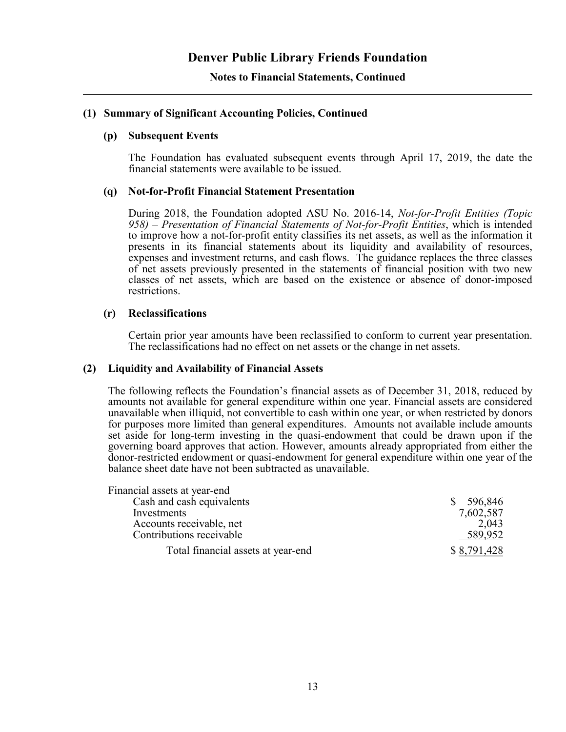# Denver Public Library Friends Foundation

## Notes to Financial Statements, Continued

### (1) Summary of Significant Accounting Policies, Continued

#### (p) Subsequent Events

The Foundation has evaluated subsequent events through April 17, 2019, the date the financial statements were available to be issued.

#### (q) Not-for-Profit Financial Statement Presentation

During 2018, the Foundation adopted ASU No. 2016-14, *Not-for-Profit Entities (Topic 958) – Presentation of Financial Statements of Not-for-Profit Entities*, which is intended to improve how a not-for-profit entity classifies its net assets, as well as the information it presents in its financial statements about its liquidity and availability of resources, expenses and investment returns, and cash flows. The guidance replaces the three classes of net assets previously presented in the statements of financial position with two new classes of net assets, which are based on the existence or absence of donor-imposed restrictions.

#### (r) Reclassifications

Certain prior year amounts have been reclassified to conform to current year presentation. The reclassifications had no effect on net assets or the change in net assets.

### (2) Liquidity and Availability of Financial Assets

The following reflects the Foundation's financial assets as of December 31, 2018, reduced by amounts not available for general expenditure within one year. Financial assets are considered unavailable when illiquid, not convertible to cash within one year, or when restricted by donors for purposes more limited than general expenditures. Amounts not available include amounts set aside for long-term investing in the quasi-endowment that could be drawn upon if the governing board approves that action. However, amounts already appropriated from either the donor-restricted endowment or quasi-endowment for general expenditure within one year of the balance sheet date have not been subtracted as unavailable.

| Financial assets at year-end | |
|---|---|
| Cash and cash equivalents | $ 596,846 |
| Investments | 7,602,587 |
| Accounts receivable, net | 2,043 |
| Contributions receivable | 589,952 |
| Total financial assets at year-end | $ 8,791,428 |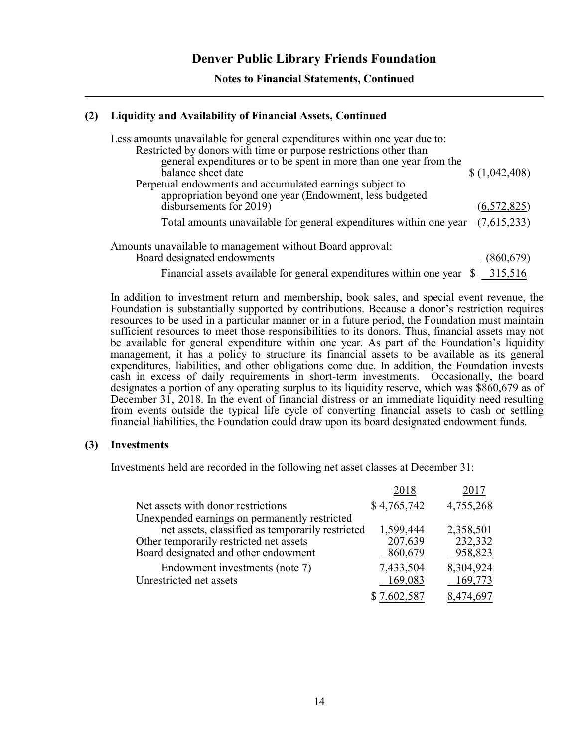# Denver Public Library Friends Foundation

**Notes to Financial Statements, Continued**

## (2) Liquidity and Availability of Financial Assets, Continued

| | |
|---|---|
| Less amounts unavailable for general expenditures within one year due to: | |
| Restricted by donors with time or purpose restrictions other than general expenditures or to be spent in more than one year from the balance sheet date | $ (1,042,408) |
| Perpetual endowments and accumulated earnings subject to appropriation beyond one year (Endowment, less budgeted disbursements for 2019) | (6,572,825) |
| Total amounts unavailable for general expenditures within one year | (7,615,233) |
| Amounts unavailable to management without Board approval: | |
| Board designated endowments | (860,679) |
| Financial assets available for general expenditures within one year | $ 315,516 |

In addition to investment return and membership, book sales, and special event revenue, the Foundation is substantially supported by contributions. Because a donor's restriction requires resources to be used in a particular manner or in a future period, the Foundation must maintain sufficient resources to meet those responsibilities to its donors. Thus, financial assets may not be available for general expenditure within one year. As part of the Foundation's liquidity management, it has a policy to structure its financial assets to be available as its general expenditures, liabilities, and other obligations come due. In addition, the Foundation invests cash in excess of daily requirements in short-term investments. Occasionally, the board designates a portion of any operating surplus to its liquidity reserve, which was $860,679 as of December 31, 2018. In the event of financial distress or an immediate liquidity need resulting from events outside the typical life cycle of converting financial assets to cash or settling financial liabilities, the Foundation could draw upon its board designated endowment funds.

## (3) Investments

Investments held are recorded in the following net asset classes at December 31:

| | 2018 | 2017 |
|---|---|---|
| Net assets with donor restrictions | $ 4,765,742 | 4,755,268 |
| Unexpended earnings on permanently restricted net assets, classified as temporarily restricted | 1,599,444 | 2,358,501 |
| Other temporarily restricted net assets | 207,639 | 232,332 |
| Board designated and other endowment | 860,679 | 958,823 |
| Endowment investments (note 7) | 7,433,504 | 8,304,924 |
| Unrestricted net assets | 169,083 | 169,773 |
| | $ 7,602,587 | 8,474,697 |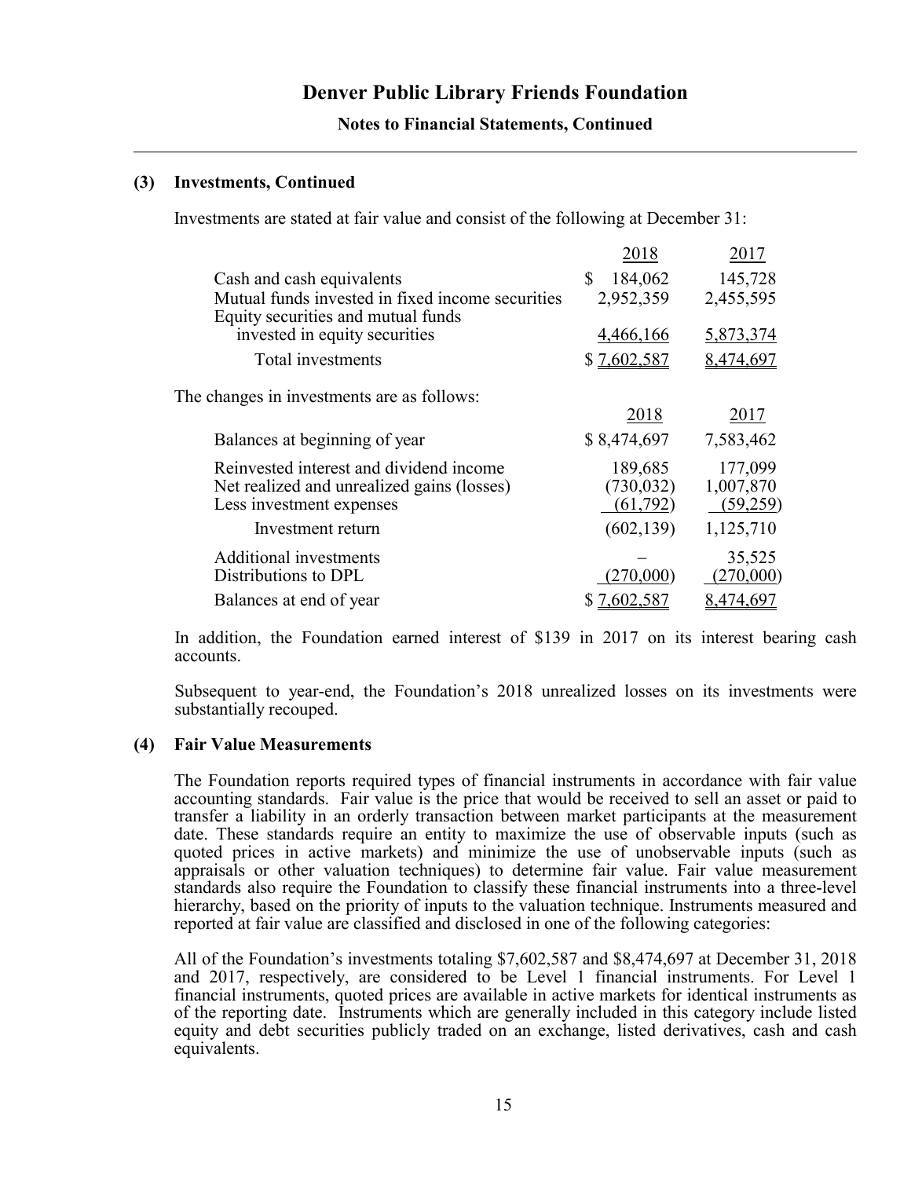# Denver Public Library Friends Foundation

**Notes to Financial Statements, Continued**

---

### (3) Investments, Continued

Investments are stated at fair value and consist of the following at December 31:

| | 2018 | 2017 |
|---|---|---|
| Cash and cash equivalents | $ 184,062 | 145,728 |
| Mutual funds invested in fixed income securities | 2,952,359 | 2,455,595 |
| Equity securities and mutual funds invested in equity securities | 4,466,166 | 5,873,374 |
| Total investments | $ 7,602,587 | 8,474,697 |

The changes in investments are as follows:

| | 2018 | 2017 |
|---|---|---|
| Balances at beginning of year | $ 8,474,697 | 7,583,462 |
| Reinvested interest and dividend income | 189,685 | 177,099 |
| Net realized and unrealized gains (losses) | (730,032) | 1,007,870 |
| Less investment expenses | (61,792) | (59,259) |
| Investment return | (602,139) | 1,125,710 |
| Additional investments | – | 35,525 |
| Distributions to DPL | (270,000) | (270,000) |
| Balances at end of year | $ 7,602,587 | 8,474,697 |

In addition, the Foundation earned interest of $139 in 2017 on its interest bearing cash accounts.

Subsequent to year-end, the Foundation's 2018 unrealized losses on its investments were substantially recouped.

### (4) Fair Value Measurements

The Foundation reports required types of financial instruments in accordance with fair value accounting standards. Fair value is the price that would be received to sell an asset or paid to transfer a liability in an orderly transaction between market participants at the measurement date. These standards require an entity to maximize the use of observable inputs (such as quoted prices in active markets) and minimize the use of unobservable inputs (such as appraisals or other valuation techniques) to determine fair value. Fair value measurement standards also require the Foundation to classify these financial instruments into a three-level hierarchy, based on the priority of inputs to the valuation technique. Instruments measured and reported at fair value are classified and disclosed in one of the following categories:

All of the Foundation's investments totaling $7,602,587 and $8,474,697 at December 31, 2018 and 2017, respectively, are considered to be Level 1 financial instruments. For Level 1 financial instruments, quoted prices are available in active markets for identical instruments as of the reporting date. Instruments which are generally included in this category include listed equity and debt securities publicly traded on an exchange, listed derivatives, cash and cash equivalents.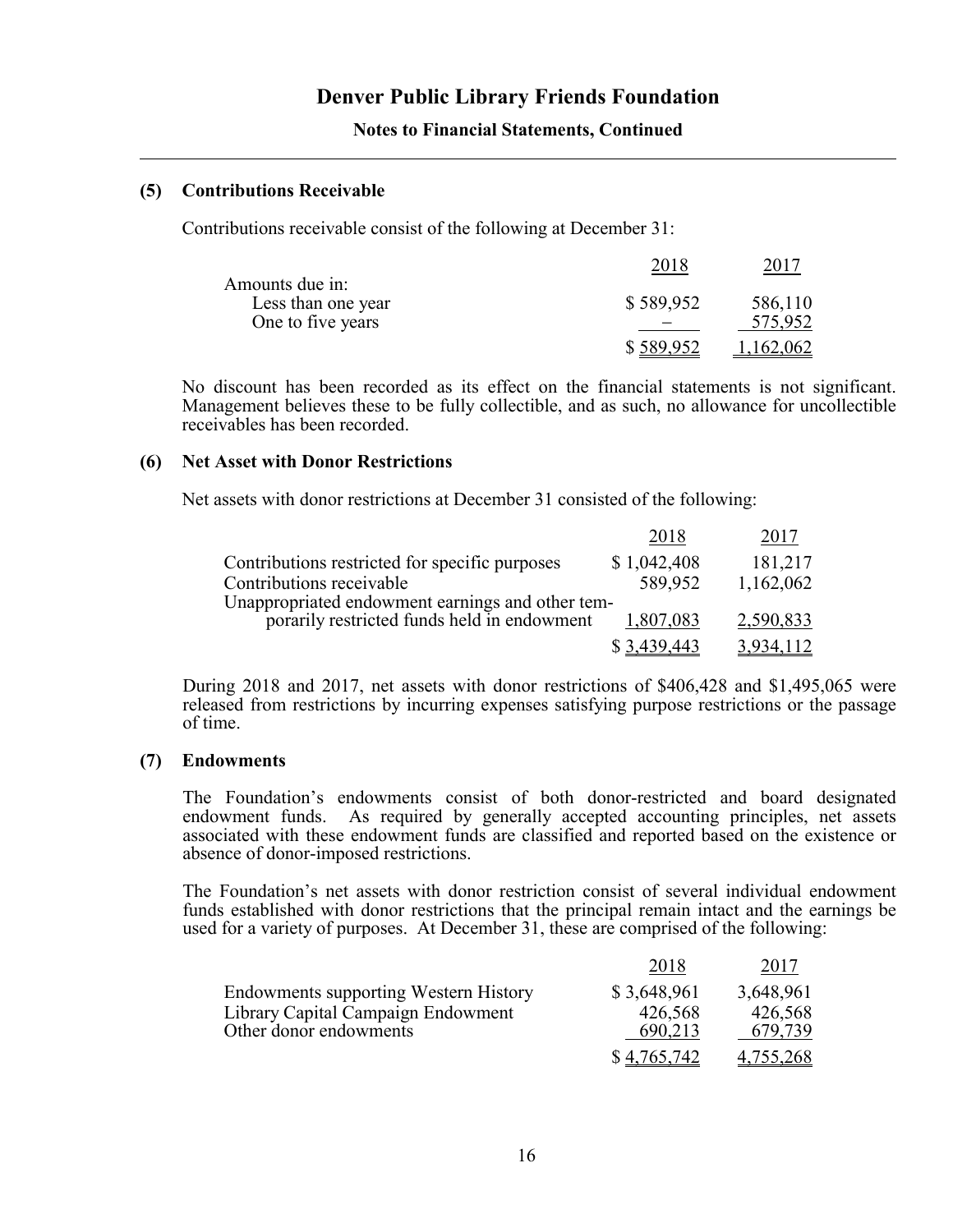## (5) Contributions Receivable

Contributions receivable consist of the following at December 31:

| | 2018 | 2017 |
|---|---|---|
| Amounts due in: | | |
| Less than one year | $ 589,952 | 586,110 |
| One to five years | – | 575,952 |
| | $ 589,952 | 1,162,062 |

No discount has been recorded as its effect on the financial statements is not significant. Management believes these to be fully collectible, and as such, no allowance for uncollectible receivables has been recorded.

## (6) Net Asset with Donor Restrictions

Net assets with donor restrictions at December 31 consisted of the following:

| | 2018 | 2017 |
|---|---|---|
| Contributions restricted for specific purposes | $ 1,042,408 | 181,217 |
| Contributions receivable | 589,952 | 1,162,062 |
| Unappropriated endowment earnings and other temporarily restricted funds held in endowment | 1,807,083 | 2,590,833 |
| | $ 3,439,443 | 3,934,112 |

During 2018 and 2017, net assets with donor restrictions of $406,428 and $1,495,065 were released from restrictions by incurring expenses satisfying purpose restrictions or the passage of time.

## (7) Endowments

The Foundation's endowments consist of both donor-restricted and board designated endowment funds. As required by generally accepted accounting principles, net assets associated with these endowment funds are classified and reported based on the existence or absence of donor-imposed restrictions.

The Foundation's net assets with donor restriction consist of several individual endowment funds established with donor restrictions that the principal remain intact and the earnings be used for a variety of purposes. At December 31, these are comprised of the following:

| | 2018 | 2017 |
|---|---|---|
| Endowments supporting Western History | $ 3,648,961 | 3,648,961 |
| Library Capital Campaign Endowment | 426,568 | 426,568 |
| Other donor endowments | 690,213 | 679,739 |
| | $ 4,765,742 | 4,755,268 |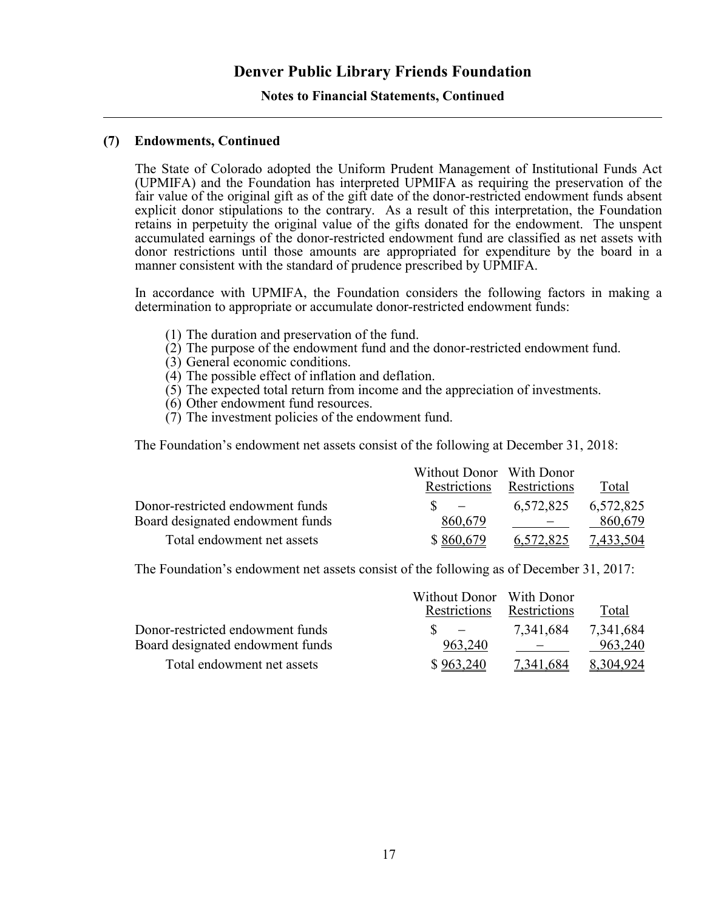### (7) Endowments, Continued

The State of Colorado adopted the Uniform Prudent Management of Institutional Funds Act (UPMIFA) and the Foundation has interpreted UPMIFA as requiring the preservation of the fair value of the original gift as of the gift date of the donor-restricted endowment funds absent explicit donor stipulations to the contrary. As a result of this interpretation, the Foundation retains in perpetuity the original value of the gifts donated for the endowment. The unspent accumulated earnings of the donor-restricted endowment fund are classified as net assets with donor restrictions until those amounts are appropriated for expenditure by the board in a manner consistent with the standard of prudence prescribed by UPMIFA.

In accordance with UPMIFA, the Foundation considers the following factors in making a determination to appropriate or accumulate donor-restricted endowment funds:

(1) The duration and preservation of the fund.
(2) The purpose of the endowment fund and the donor-restricted endowment fund.
(3) General economic conditions.
(4) The possible effect of inflation and deflation.
(5) The expected total return from income and the appreciation of investments.
(6) Other endowment fund resources.
(7) The investment policies of the endowment fund.

The Foundation's endowment net assets consist of the following at December 31, 2018:

| | Without Donor Restrictions | With Donor Restrictions | Total |
|---|---|---|---|
| Donor-restricted endowment funds | $ – | 6,572,825 | 6,572,825 |
| Board designated endowment funds | 860,679 | – | 860,679 |
| Total endowment net assets | $ 860,679 | 6,572,825 | 7,433,504 |

The Foundation's endowment net assets consist of the following as of December 31, 2017:

| | Without Donor Restrictions | With Donor Restrictions | Total |
|---|---|---|---|
| Donor-restricted endowment funds | $ – | 7,341,684 | 7,341,684 |
| Board designated endowment funds | 963,240 | – | 963,240 |
| Total endowment net assets | $ 963,240 | 7,341,684 | 8,304,924 |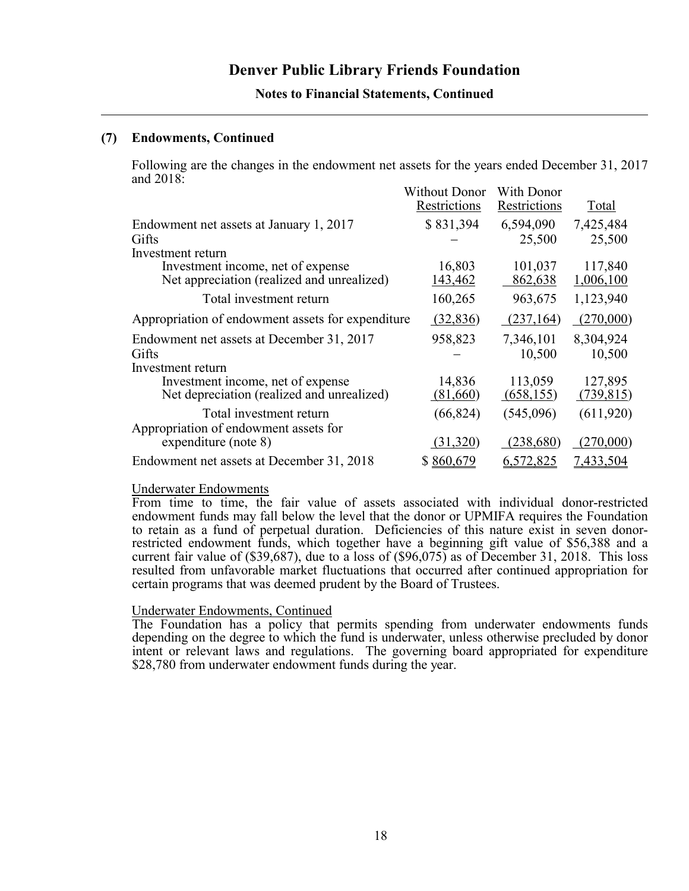# Denver Public Library Friends Foundation

## Notes to Financial Statements, Continued

### (7) Endowments, Continued

Following are the changes in the endowment net assets for the years ended December 31, 2017 and 2018:

| | Without Donor Restrictions | With Donor Restrictions | Total |
|---|---|---|---|
| Endowment net assets at January 1, 2017 | $ 831,394 | 6,594,090 | 7,425,484 |
| Gifts | – | 25,500 | 25,500 |
| Investment return | | | |
| Investment income, net of expense | 16,803 | 101,037 | 117,840 |
| Net appreciation (realized and unrealized) | 143,462 | 862,638 | 1,006,100 |
| Total investment return | 160,265 | 963,675 | 1,123,940 |
| Appropriation of endowment assets for expenditure | (32,836) | (237,164) | (270,000) |
| Endowment net assets at December 31, 2017 | 958,823 | 7,346,101 | 8,304,924 |
| Gifts | – | 10,500 | 10,500 |
| Investment return | | | |
| Investment income, net of expense | 14,836 | 113,059 | 127,895 |
| Net depreciation (realized and unrealized) | (81,660) | (658,155) | (739,815) |
| Total investment return | (66,824) | (545,096) | (611,920) |
| Appropriation of endowment assets for expenditure (note 8) | (31,320) | (238,680) | (270,000) |
| Endowment net assets at December 31, 2018 | $ 860,679 | 6,572,825 | 7,433,504 |

Underwater Endowments

From time to time, the fair value of assets associated with individual donor-restricted endowment funds may fall below the level that the donor or UPMIFA requires the Foundation to retain as a fund of perpetual duration. Deficiencies of this nature exist in seven donor-restricted endowment funds, which together have a beginning gift value of $56,388 and a current fair value of ($39,687), due to a loss of ($96,075) as of December 31, 2018. This loss resulted from unfavorable market fluctuations that occurred after continued appropriation for certain programs that was deemed prudent by the Board of Trustees.

Underwater Endowments, Continued

The Foundation has a policy that permits spending from underwater endowments funds depending on the degree to which the fund is underwater, unless otherwise precluded by donor intent or relevant laws and regulations. The governing board appropriated for expenditure $28,780 from underwater endowment funds during the year.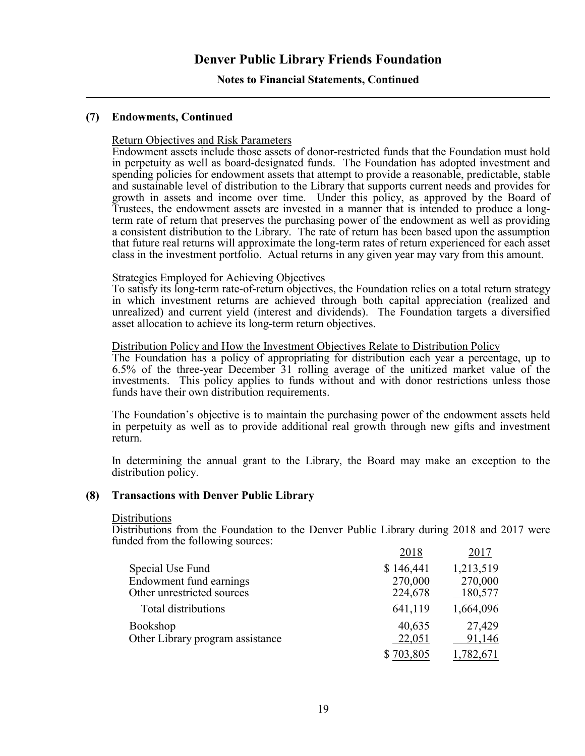# Denver Public Library Friends Foundation

## Notes to Financial Statements, Continued

### (7) Endowments, Continued

Return Objectives and Risk Parameters

Endowment assets include those assets of donor-restricted funds that the Foundation must hold in perpetuity as well as board-designated funds. The Foundation has adopted investment and spending policies for endowment assets that attempt to provide a reasonable, predictable, stable and sustainable level of distribution to the Library that supports current needs and provides for growth in assets and income over time. Under this policy, as approved by the Board of Trustees, the endowment assets are invested in a manner that is intended to produce a long-term rate of return that preserves the purchasing power of the endowment as well as providing a consistent distribution to the Library. The rate of return has been based upon the assumption that future real returns will approximate the long-term rates of return experienced for each asset class in the investment portfolio. Actual returns in any given year may vary from this amount.

Strategies Employed for Achieving Objectives

To satisfy its long-term rate-of-return objectives, the Foundation relies on a total return strategy in which investment returns are achieved through both capital appreciation (realized and unrealized) and current yield (interest and dividends). The Foundation targets a diversified asset allocation to achieve its long-term return objectives.

Distribution Policy and How the Investment Objectives Relate to Distribution Policy

The Foundation has a policy of appropriating for distribution each year a percentage, up to 6.5% of the three-year December 31 rolling average of the unitized market value of the investments. This policy applies to funds without and with donor restrictions unless those funds have their own distribution requirements.

The Foundation's objective is to maintain the purchasing power of the endowment assets held in perpetuity as well as to provide additional real growth through new gifts and investment return.

In determining the annual grant to the Library, the Board may make an exception to the distribution policy.

### (8) Transactions with Denver Public Library

Distributions

Distributions from the Foundation to the Denver Public Library during 2018 and 2017 were funded from the following sources:

| | 2018 | 2017 |
|---|---|---|
| Special Use Fund | $ 146,441 | 1,213,519 |
| Endowment fund earnings | 270,000 | 270,000 |
| Other unrestricted sources | 224,678 | 180,577 |
| Total distributions | 641,119 | 1,664,096 |
| Bookshop | 40,635 | 27,429 |
| Other Library program assistance | 22,051 | 91,146 |
| | $ 703,805 | 1,782,671 |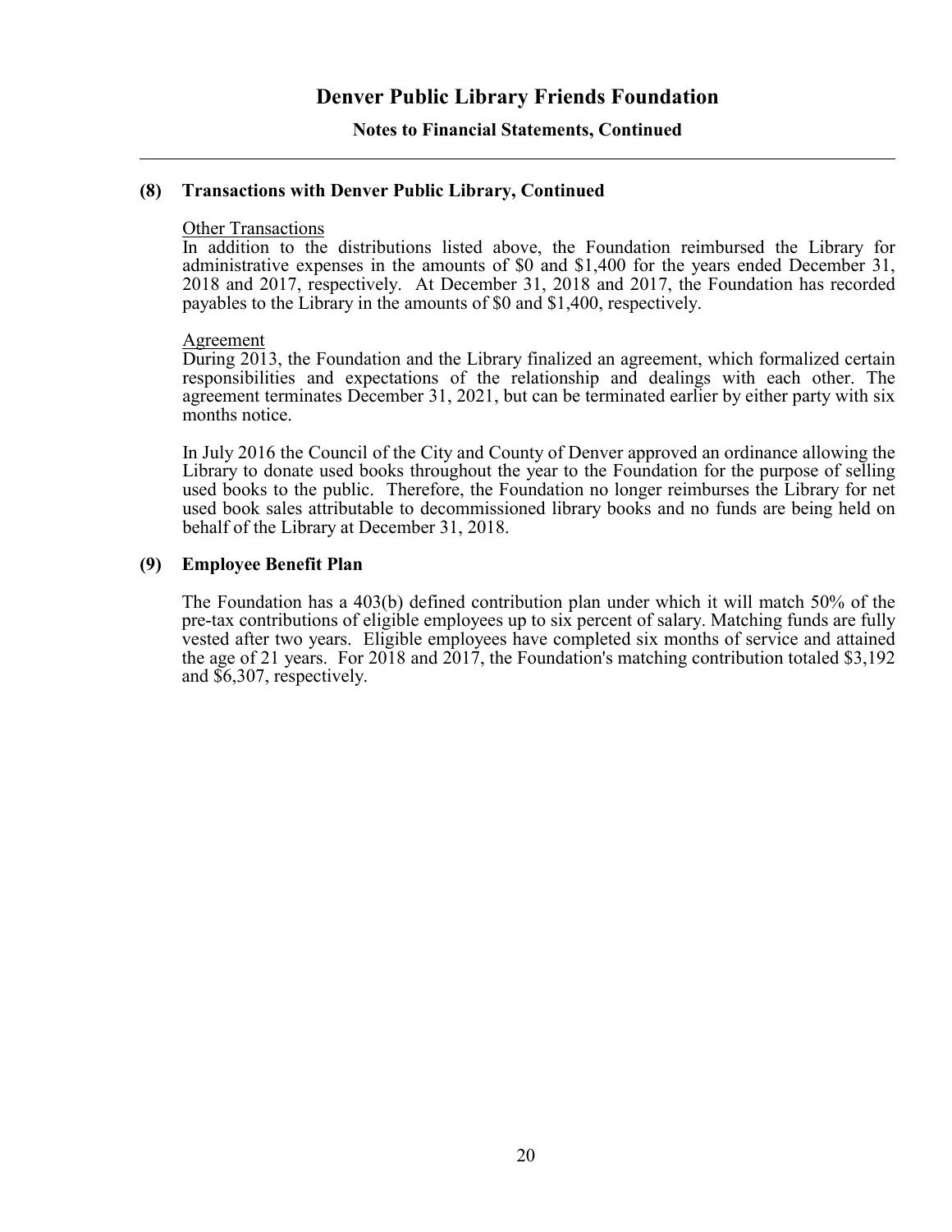## (8) Transactions with Denver Public Library, Continued

Other Transactions

In addition to the distributions listed above, the Foundation reimbursed the Library for administrative expenses in the amounts of $0 and $1,400 for the years ended December 31, 2018 and 2017, respectively. At December 31, 2018 and 2017, the Foundation has recorded payables to the Library in the amounts of $0 and $1,400, respectively.

Agreement

During 2013, the Foundation and the Library finalized an agreement, which formalized certain responsibilities and expectations of the relationship and dealings with each other. The agreement terminates December 31, 2021, but can be terminated earlier by either party with six months notice.

In July 2016 the Council of the City and County of Denver approved an ordinance allowing the Library to donate used books throughout the year to the Foundation for the purpose of selling used books to the public. Therefore, the Foundation no longer reimburses the Library for net used book sales attributable to decommissioned library books and no funds are being held on behalf of the Library at December 31, 2018.

## (9) Employee Benefit Plan

The Foundation has a 403(b) defined contribution plan under which it will match 50% of the pre-tax contributions of eligible employees up to six percent of salary. Matching funds are fully vested after two years. Eligible employees have completed six months of service and attained the age of 21 years. For 2018 and 2017, the Foundation's matching contribution totaled $3,192 and $6,307, respectively.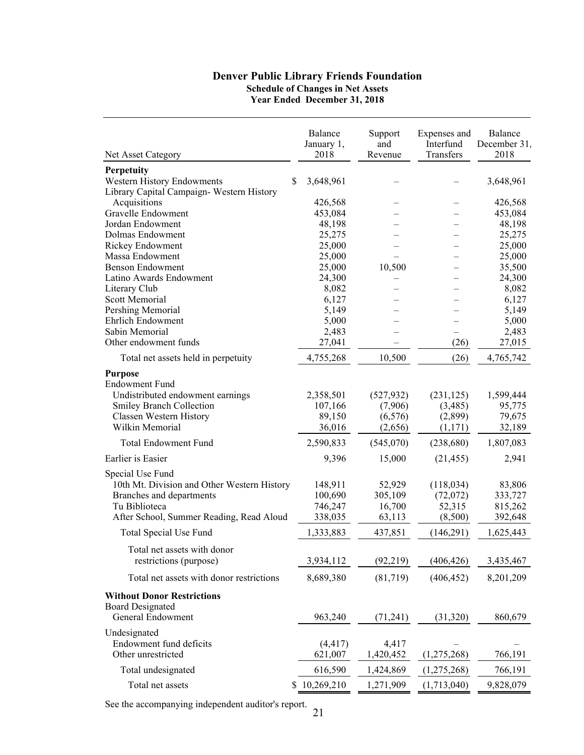# Denver Public Library Friends Foundation

**Schedule of Changes in Net Assets**

**Year Ended December 31, 2018**

| Net Asset Category | Balance January 1, 2018 | Support and Revenue | Expenses and Interfund Transfers | Balance December 31, 2018 |
|---|---|---|---|---|
| **Perpetuity** | | | | |
| Western History Endowments | $ 3,648,961 | – | – | 3,648,961 |
| Library Capital Campaign- Western History Acquisitions | 426,568 | – | – | 426,568 |
| Gravelle Endowment | 453,084 | – | – | 453,084 |
| Jordan Endowment | 48,198 | – | – | 48,198 |
| Dolmas Endowment | 25,275 | – | – | 25,275 |
| Rickey Endowment | 25,000 | – | – | 25,000 |
| Massa Endowment | 25,000 | – | – | 25,000 |
| Benson Endowment | 25,000 | 10,500 | – | 35,500 |
| Latino Awards Endowment | 24,300 | – | – | 24,300 |
| Literary Club | 8,082 | – | – | 8,082 |
| Scott Memorial | 6,127 | – | – | 6,127 |
| Pershing Memorial | 5,149 | – | – | 5,149 |
| Ehrlich Endowment | 5,000 | – | – | 5,000 |
| Sabin Memorial | 2,483 | – | – | 2,483 |
| Other endowment funds | 27,041 | – | (26) | 27,015 |
| Total net assets held in perpetuity | 4,755,268 | 10,500 | (26) | 4,765,742 |
| **Purpose** | | | | |
| Endowment Fund | | | | |
| Undistributed endowment earnings | 2,358,501 | (527,932) | (231,125) | 1,599,444 |
| Smiley Branch Collection | 107,166 | (7,906) | (3,485) | 95,775 |
| Classen Western History | 89,150 | (6,576) | (2,899) | 79,675 |
| Wilkin Memorial | 36,016 | (2,656) | (1,171) | 32,189 |
| Total Endowment Fund | 2,590,833 | (545,070) | (238,680) | 1,807,083 |
| Earlier is Easier | 9,396 | 15,000 | (21,455) | 2,941 |
| Special Use Fund | | | | |
| 10th Mt. Division and Other Western History | 148,911 | 52,929 | (118,034) | 83,806 |
| Branches and departments | 100,690 | 305,109 | (72,072) | 333,727 |
| Tu Biblioteca | 746,247 | 16,700 | 52,315 | 815,262 |
| After School, Summer Reading, Read Aloud | 338,035 | 63,113 | (8,500) | 392,648 |
| Total Special Use Fund | 1,333,883 | 437,851 | (146,291) | 1,625,443 |
| Total net assets with donor restrictions (purpose) | 3,934,112 | (92,219) | (406,426) | 3,435,467 |
| Total net assets with donor restrictions | 8,689,380 | (81,719) | (406,452) | 8,201,209 |
| **Without Donor Restrictions** | | | | |
| Board Designated | | | | |
| General Endowment | 963,240 | (71,241) | (31,320) | 860,679 |
| Undesignated | | | | |
| Endowment fund deficits | (4,417) | 4,417 | – | – |
| Other unrestricted | 621,007 | 1,420,452 | (1,275,268) | 766,191 |
| Total undesignated | 616,590 | 1,424,869 | (1,275,268) | 766,191 |
| Total net assets | $ 10,269,210 | 1,271,909 | (1,713,040) | 9,828,079 |

See the accompanying independent auditor's report.